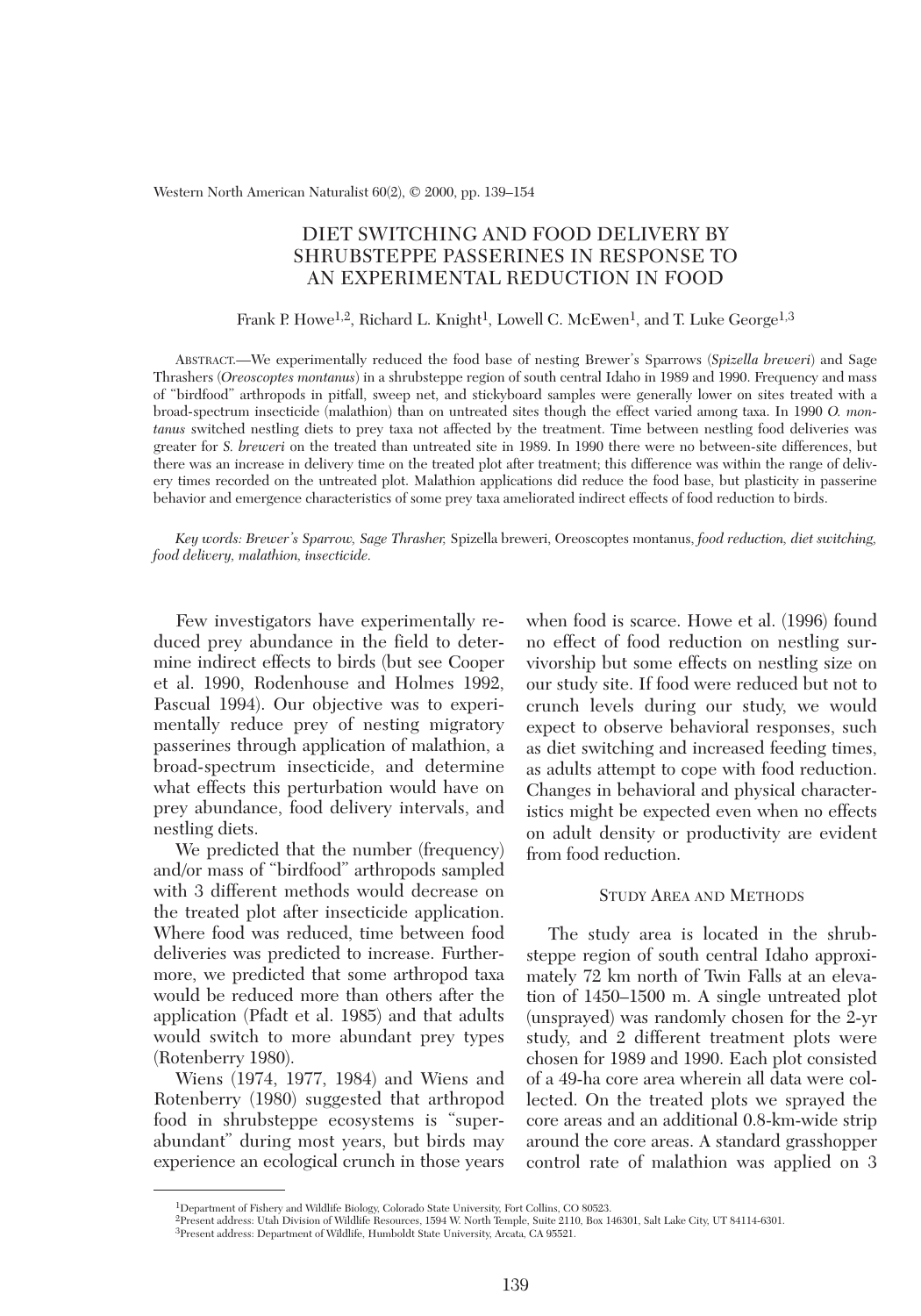# DIET SWITCHING AND FOOD DELIVERY BY SHRUBSTEPPE PASSERINES IN RESPONSE TO AN EXPERIMENTAL REDUCTION IN FOOD

Frank P. Howe[1,2], Richard L. Knight[1], Lowell C. McEwen[1], and T. Luke George[1,3]

ABSTRACT.—We experimentally reduced the food base of nesting Brewer's Sparrows (*Spizella breweri*) and Sage Thrashers (*Oreoscoptes montanus*) in a shrubsteppe region of south central Idaho in 1989 and 1990. Frequency and mass of "birdfood" arthropods in pitfall, sweep net, and stickyboard samples were generally lower on sites treated with a broad-spectrum insecticide (malathion) than on untreated sites though the effect varied among taxa. In 1990 *O. montanus* switched nestling diets to prey taxa not affected by the treatment. Time between nestling food deliveries was greater for *S. breweri* on the treated than untreated site in 1989. In 1990 there were no between-site differences, but there was an increase in delivery time on the treated plot after treatment; this difference was within the range of delivery times recorded on the untreated plot. Malathion applications did reduce the food base, but plasticity in passerine behavior and emergence characteristics of some prey taxa ameliorated indirect effects of food reduction to birds.

*Key words: Brewer's Sparrow, Sage Thrasher,* Spizella breweri, Oreoscoptes montanus, *food reduction, diet switching, food delivery, malathion, insecticide.*

Few investigators have experimentally reduced prey abundance in the field to determine indirect effects to birds (but see Cooper et al. 1990, Rodenhouse and Holmes 1992, Pascual 1994). Our objective was to experimentally reduce prey of nesting migratory passerines through application of malathion, a broad-spectrum insecticide, and determine what effects this perturbation would have on prey abundance, food delivery intervals, and nestling diets.

We predicted that the number (frequency) and/or mass of "birdfood" arthropods sampled with 3 different methods would decrease on the treated plot after insecticide application. Where food was reduced, time between food deliveries was predicted to increase. Furthermore, we predicted that some arthropod taxa would be reduced more than others after the application (Pfadt et al. 1985) and that adults would switch to more abundant prey types (Rotenberry 1980).

Wiens (1974, 1977, 1984) and Wiens and Rotenberry (1980) suggested that arthropod food in shrubsteppe ecosystems is "superabundant" during most years, but birds may experience an ecological crunch in those years when food is scarce. Howe et al. (1996) found no effect of food reduction on nestling survivorship but some effects on nestling size on our study site. If food were reduced but not to crunch levels during our study, we would expect to observe behavioral responses, such as diet switching and increased feeding times, as adults attempt to cope with food reduction. Changes in behavioral and physical characteristics might be expected even when no effects on adult density or productivity are evident from food reduction.

## STUDY AREA AND METHODS

The study area is located in the shrubsteppe region of south central Idaho approximately 72 km north of Twin Falls at an elevation of 1450–1500 m. A single untreated plot (unsprayed) was randomly chosen for the 2-yr study, and 2 different treatment plots were chosen for 1989 and 1990. Each plot consisted of a 49-ha core area wherein all data were collected. On the treated plots we sprayed the core areas and an additional 0.8-km-wide strip around the core areas. A standard grasshopper control rate of malathion was applied on 3

[1]Department of Fishery and Wildlife Biology, Colorado State University, Fort Collins, CO 80523.

[2]Present address: Utah Division of Wildlife Resources, 1594 W. North Temple, Suite 2110, Box 146301, Salt Lake City, UT 84114-6301.

[3]Present address: Department of Wildlife, Humboldt State University, Arcata, CA 95521.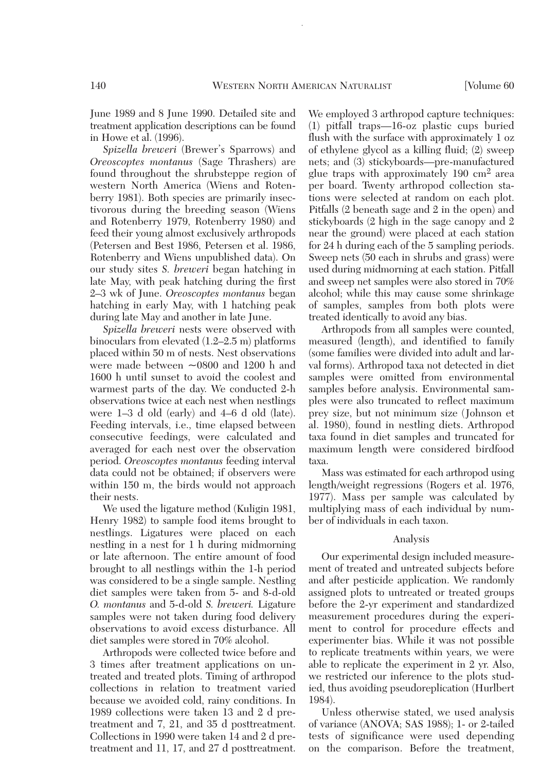June 1989 and 8 June 1990. Detailed site and treatment application descriptions can be found in Howe et al. (1996).

*Spizella breweri* (Brewer's Sparrows) and *Oreoscoptes montanus* (Sage Thrashers) are found throughout the shrubsteppe region of western North America (Wiens and Rotenberry 1981). Both species are primarily insectivorous during the breeding season (Wiens and Rotenberry 1979, Rotenberry 1980) and feed their young almost exclusively arthropods (Petersen and Best 1986, Petersen et al. 1986, Rotenberry and Wiens unpublished data). On our study sites *S. breweri* began hatching in late May, with peak hatching during the first 2–3 wk of June. *Oreoscoptes montanus* began hatching in early May, with 1 hatching peak during late May and another in late June.

*Spizella breweri* nests were observed with binoculars from elevated (1.2–2.5 m) platforms placed within 50 m of nests. Nest observations were made between ~0800 and 1200 h and 1600 h until sunset to avoid the coolest and warmest parts of the day. We conducted 2-h observations twice at each nest when nestlings were 1–3 d old (early) and 4–6 d old (late). Feeding intervals, i.e., time elapsed between consecutive feedings, were calculated and averaged for each nest over the observation period. *Oreoscoptes montanus* feeding interval data could not be obtained; if observers were within 150 m, the birds would not approach their nests.

We used the ligature method (Kuligin 1981, Henry 1982) to sample food items brought to nestlings. Ligatures were placed on each nestling in a nest for 1 h during midmorning or late afternoon. The entire amount of food brought to all nestlings within the 1-h period was considered to be a single sample. Nestling diet samples were taken from 5- and 8-d-old *O. montanus* and 5-d-old *S. breweri.* Ligature samples were not taken during food delivery observations to avoid excess disturbance. All diet samples were stored in 70% alcohol.

Arthropods were collected twice before and 3 times after treatment applications on untreated and treated plots. Timing of arthropod collections in relation to treatment varied because we avoided cold, rainy conditions. In 1989 collections were taken 13 and 2 d pretreatment and 7, 21, and 35 d posttreatment. Collections in 1990 were taken 14 and 2 d pretreatment and 11, 17, and 27 d posttreatment. We employed 3 arthropod capture techniques: (1) pitfall traps—16-oz plastic cups buried flush with the surface with approximately 1 oz of ethylene glycol as a killing fluid; (2) sweep nets; and (3) stickyboards—pre-manufactured glue traps with approximately 190 cm$^2$ area per board. Twenty arthropod collection stations were selected at random on each plot. Pitfalls (2 beneath sage and 2 in the open) and stickyboards (2 high in the sage canopy and 2 near the ground) were placed at each station for 24 h during each of the 5 sampling periods. Sweep nets (50 each in shrubs and grass) were used during midmorning at each station. Pitfall and sweep net samples were also stored in 70% alcohol; while this may cause some shrinkage of samples, samples from both plots were treated identically to avoid any bias.

Arthropods from all samples were counted, measured (length), and identified to family (some families were divided into adult and larval forms). Arthropod taxa not detected in diet samples were omitted from environmental samples before analysis. Environmental samples were also truncated to reflect maximum prey size, but not minimum size (Johnson et al. 1980), found in nestling diets. Arthropod taxa found in diet samples and truncated for maximum length were considered birdfood taxa.

Mass was estimated for each arthropod using length/weight regressions (Rogers et al. 1976, 1977). Mass per sample was calculated by multiplying mass of each individual by number of individuals in each taxon.

## Analysis

Our experimental design included measurement of treated and untreated subjects before and after pesticide application. We randomly assigned plots to untreated or treated groups before the 2-yr experiment and standardized measurement procedures during the experiment to control for procedure effects and experimenter bias. While it was not possible to replicate treatments within years, we were able to replicate the experiment in 2 yr. Also, we restricted our inference to the plots studied, thus avoiding pseudoreplication (Hurlbert 1984).

Unless otherwise stated, we used analysis of variance (ANOVA; SAS 1988); 1- or 2-tailed tests of significance were used depending on the comparison. Before the treatment,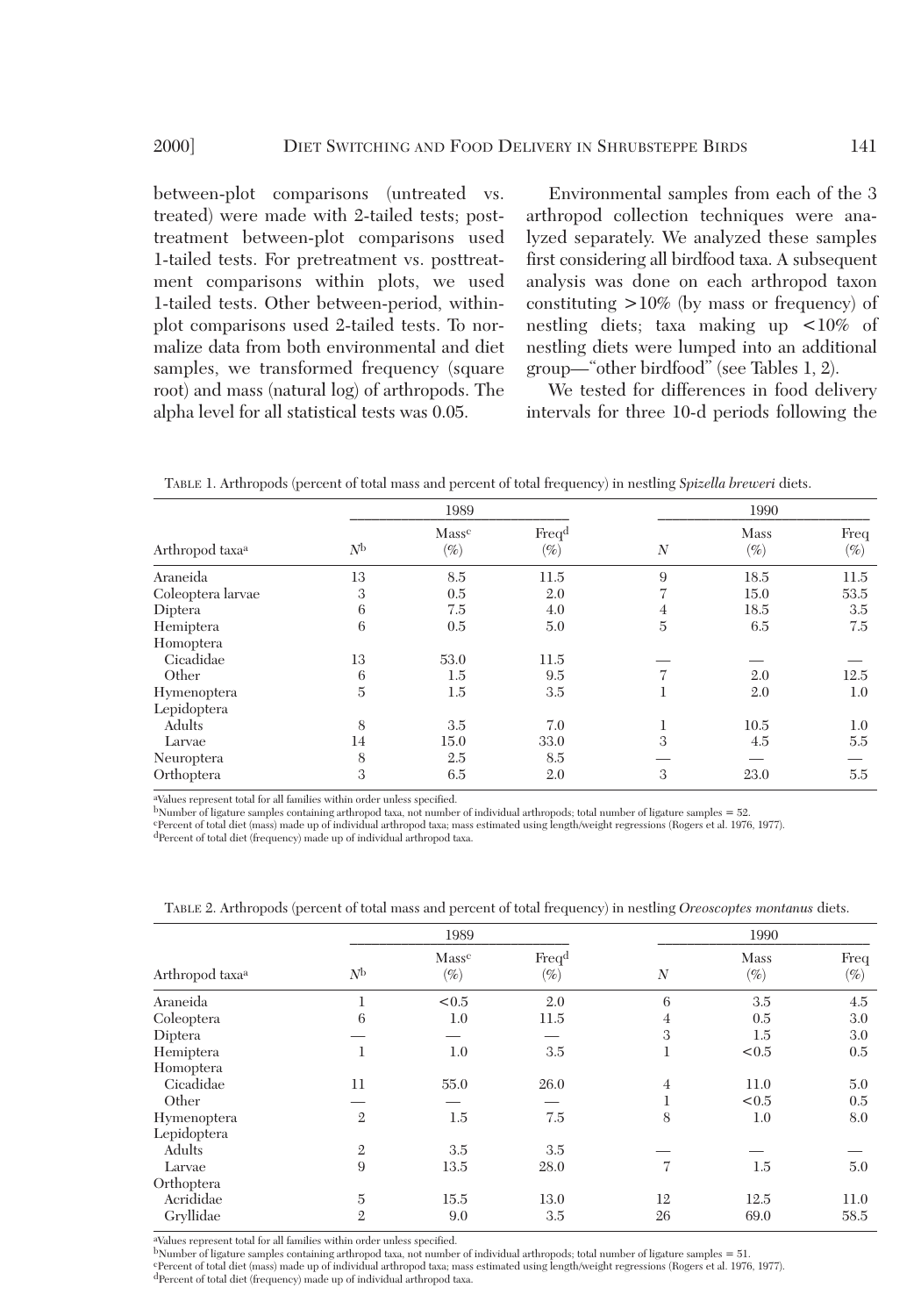between-plot comparisons (untreated vs. treated) were made with 2-tailed tests; posttreatment between-plot comparisons used 1-tailed tests. For pretreatment vs. posttreatment comparisons within plots, we used 1-tailed tests. Other between-period, within-plot comparisons used 2-tailed tests. To normalize data from both environmental and diet samples, we transformed frequency (square root) and mass (natural log) of arthropods. The alpha level for all statistical tests was 0.05.

Environmental samples from each of the 3 arthropod collection techniques were analyzed separately. We analyzed these samples first considering all birdfood taxa. A subsequent analysis was done on each arthropod taxon constituting >10% (by mass or frequency) of nestling diets; taxa making up <10% of nestling diets were lumped into an additional group—"other birdfood" (see Tables 1, 2).

We tested for differences in food delivery intervals for three 10-d periods following the

TABLE 1. Arthropods (percent of total mass and percent of total frequency) in nestling *Spizella breweri* diets.

| | 1989 | | | 1990 | | |
|---|---|---|---|---|---|---|
| Arthropod taxa[a] | $N$[b] | Mass[c] (%) | Freq[d] (%) | $N$ | Mass (%) | Freq (%) |
| Araneida | 13 | 8.5 | 11.5 | 9 | 18.5 | 11.5 |
| Coleoptera larvae | 3 | 0.5 | 2.0 | 7 | 15.0 | 53.5 |
| Diptera | 6 | 7.5 | 4.0 | 4 | 18.5 | 3.5 |
| Hemiptera | 6 | 0.5 | 5.0 | 5 | 6.5 | 7.5 |
| Homoptera | | | | | | |
| Cicadidae | 13 | 53.0 | 11.5 | — | — | — |
| Other | 6 | 1.5 | 9.5 | 7 | 2.0 | 12.5 |
| Hymenoptera | 5 | 1.5 | 3.5 | 1 | 2.0 | 1.0 |
| Lepidoptera | | | | | | |
| Adults | 8 | 3.5 | 7.0 | 1 | 10.5 | 1.0 |
| Larvae | 14 | 15.0 | 33.0 | 3 | 4.5 | 5.5 |
| Neuroptera | 8 | 2.5 | 8.5 | — | — | — |
| Orthoptera | 3 | 6.5 | 2.0 | 3 | 23.0 | 5.5 |

[a]Values represent total for all families within order unless specified.
[b]Number of ligature samples containing arthropod taxa, not number of individual arthropods; total number of ligature samples = 52.
[c]Percent of total diet (mass) made up of individual arthropod taxa; mass estimated using length/weight regressions (Rogers et al. 1976, 1977).
[d]Percent of total diet (frequency) made up of individual arthropod taxa.

TABLE 2. Arthropods (percent of total mass and percent of total frequency) in nestling *Oreoscoptes montanus* diets.

| | 1989 | | | 1990 | | |
|---|---|---|---|---|---|---|
| Arthropod taxa[a] | $N$[b] | Mass[c] (%) | Freq[d] (%) | $N$ | Mass (%) | Freq (%) |
| Araneida | 1 | <0.5 | 2.0 | 6 | 3.5 | 4.5 |
| Coleoptera | 6 | 1.0 | 11.5 | 4 | 0.5 | 3.0 |
| Diptera | — | — | — | 3 | 1.5 | 3.0 |
| Hemiptera | 1 | 1.0 | 3.5 | 1 | <0.5 | 0.5 |
| Homoptera | | | | | | |
| Cicadidae | 11 | 55.0 | 26.0 | 4 | 11.0 | 5.0 |
| Other | — | — | — | 1 | <0.5 | 0.5 |
| Hymenoptera | 2 | 1.5 | 7.5 | 8 | 1.0 | 8.0 |
| Lepidoptera | | | | | | |
| Adults | 2 | 3.5 | 3.5 | — | — | — |
| Larvae | 9 | 13.5 | 28.0 | 7 | 1.5 | 5.0 |
| Orthoptera | | | | | | |
| Acrididae | 5 | 15.5 | 13.0 | 12 | 12.5 | 11.0 |
| Gryllidae | 2 | 9.0 | 3.5 | 26 | 69.0 | 58.5 |

[a]Values represent total for all families within order unless specified.
[b]Number of ligature samples containing arthropod taxa, not number of individual arthropods; total number of ligature samples = 51.
[c]Percent of total diet (mass) made up of individual arthropod taxa; mass estimated using length/weight regressions (Rogers et al. 1976, 1977).
[d]Percent of total diet (frequency) made up of individual arthropod taxa.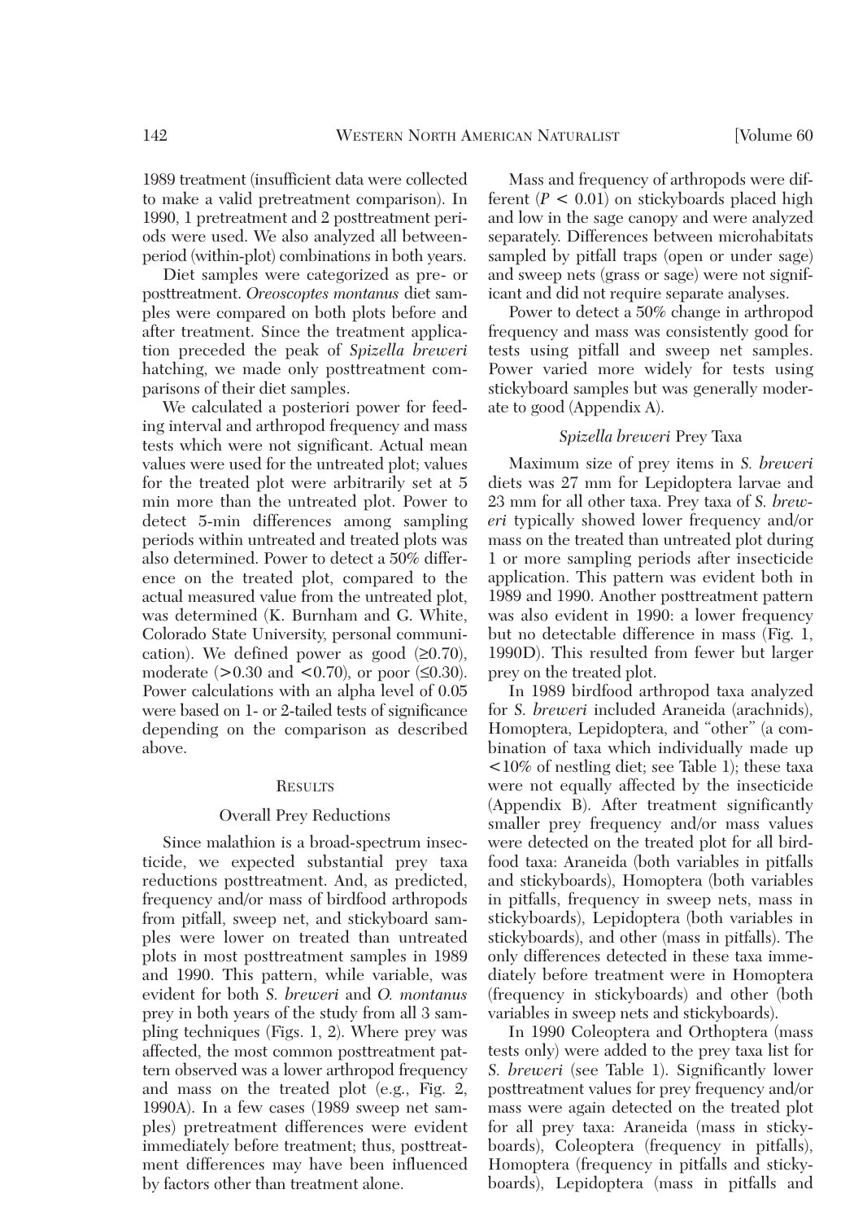1989 treatment (insufficient data were collected to make a valid pretreatment comparison). In 1990, 1 pretreatment and 2 posttreatment periods were used. We also analyzed all between-period (within-plot) combinations in both years.

Diet samples were categorized as pre- or posttreatment. *Oreoscoptes montanus* diet samples were compared on both plots before and after treatment. Since the treatment application preceded the peak of *Spizella breweri* hatching, we made only posttreatment comparisons of their diet samples.

We calculated a posteriori power for feeding interval and arthropod frequency and mass tests which were not significant. Actual mean values were used for the untreated plot; values for the treated plot were arbitrarily set at 5 min more than the untreated plot. Power to detect 5-min differences among sampling periods within untreated and treated plots was also determined. Power to detect a 50% difference on the treated plot, compared to the actual measured value from the untreated plot, was determined (K. Burnham and G. White, Colorado State University, personal communication). We defined power as good ($\geq$0.70), moderate ($>$0.30 and $<$0.70), or poor ($\leq$0.30). Power calculations with an alpha level of 0.05 were based on 1- or 2-tailed tests of significance depending on the comparison as described above.

## Results

### Overall Prey Reductions

Since malathion is a broad-spectrum insecticide, we expected substantial prey taxa reductions posttreatment. And, as predicted, frequency and/or mass of birdfood arthropods from pitfall, sweep net, and stickyboard samples were lower on treated than untreated plots in most posttreatment samples in 1989 and 1990. This pattern, while variable, was evident for both *S. breweri* and *O. montanus* prey in both years of the study from all 3 sampling techniques (Figs. 1, 2). Where prey was affected, the most common posttreatment pattern observed was a lower arthropod frequency and mass on the treated plot (e.g., Fig. 2, 1990A). In a few cases (1989 sweep net samples) pretreatment differences were evident immediately before treatment; thus, posttreatment differences may have been influenced by factors other than treatment alone.

Mass and frequency of arthropods were different ($P < 0.01$) on stickyboards placed high and low in the sage canopy and were analyzed separately. Differences between microhabitats sampled by pitfall traps (open or under sage) and sweep nets (grass or sage) were not significant and did not require separate analyses.

Power to detect a 50% change in arthropod frequency and mass was consistently good for tests using pitfall and sweep net samples. Power varied more widely for tests using stickyboard samples but was generally moderate to good (Appendix A).

### *Spizella breweri* Prey Taxa

Maximum size of prey items in *S. breweri* diets was 27 mm for Lepidoptera larvae and 23 mm for all other taxa. Prey taxa of *S. breweri* typically showed lower frequency and/or mass on the treated than untreated plot during 1 or more sampling periods after insecticide application. This pattern was evident both in 1989 and 1990. Another posttreatment pattern was also evident in 1990: a lower frequency but no detectable difference in mass (Fig. 1, 1990D). This resulted from fewer but larger prey on the treated plot.

In 1989 birdfood arthropod taxa analyzed for *S. breweri* included Araneida (arachnids), Homoptera, Lepidoptera, and "other" (a combination of taxa which individually made up $<$10% of nestling diet; see Table 1); these taxa were not equally affected by the insecticide (Appendix B). After treatment significantly smaller prey frequency and/or mass values were detected on the treated plot for all birdfood taxa: Araneida (both variables in pitfalls and stickyboards), Homoptera (both variables in pitfalls, frequency in sweep nets, mass in stickyboards), Lepidoptera (both variables in stickyboards), and other (mass in pitfalls). The only differences detected in these taxa immediately before treatment were in Homoptera (frequency in stickyboards) and other (both variables in sweep nets and stickyboards).

In 1990 Coleoptera and Orthoptera (mass tests only) were added to the prey taxa list for *S. breweri* (see Table 1). Significantly lower posttreatment values for prey frequency and/or mass were again detected on the treated plot for all prey taxa: Araneida (mass in stickyboards), Coleoptera (frequency in pitfalls), Homoptera (frequency in pitfalls and stickyboards), Lepidoptera (mass in pitfalls and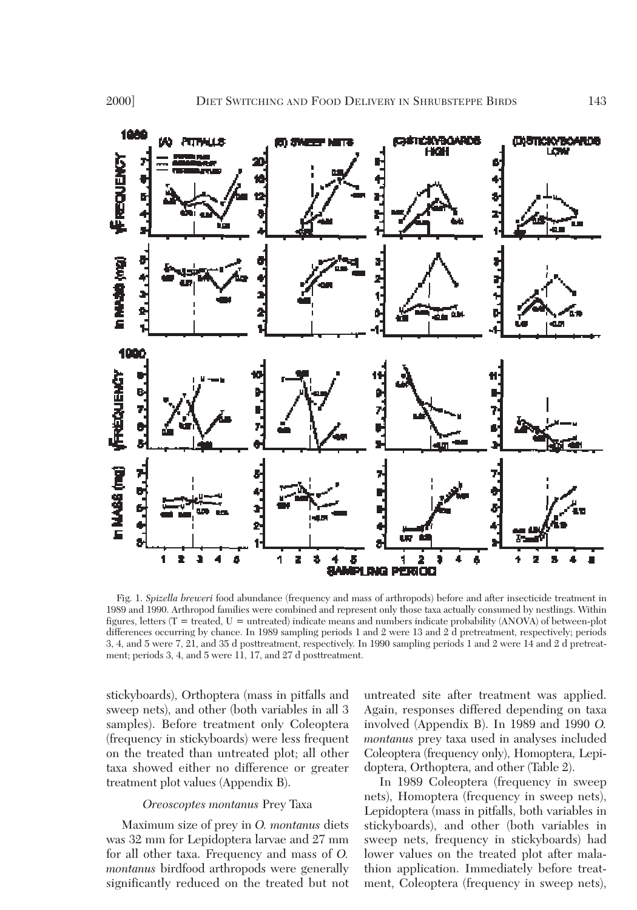Fig. 1. *Spizella breweri* food abundance (frequency and mass of arthropods) before and after insecticide treatment in 1989 and 1990. Arthropod families were combined and represent only those taxa actually consumed by nestlings. Within figures, letters (T = treated, U = untreated) indicate means and numbers indicate probability (ANOVA) of between-plot differences occurring by chance. In 1989 sampling periods 1 and 2 were 13 and 2 d pretreatment, respectively; periods 3, 4, and 5 were 7, 21, and 35 d posttreatment, respectively. In 1990 sampling periods 1 and 2 were 14 and 2 d pretreatment; periods 3, 4, and 5 were 11, 17, and 27 d posttreatment.

stickyboards), Orthoptera (mass in pitfalls and sweep nets), and other (both variables in all 3 samples). Before treatment only Coleoptera (frequency in stickyboards) were less frequent on the treated than untreated plot; all other taxa showed either no difference or greater treatment plot values (Appendix B).

### *Oreoscoptes montanus* Prey Taxa

Maximum size of prey in *O. montanus* diets was 32 mm for Lepidoptera larvae and 27 mm for all other taxa. Frequency and mass of *O. montanus* birdfood arthropods were generally significantly reduced on the treated but not untreated site after treatment was applied. Again, responses differed depending on taxa involved (Appendix B). In 1989 and 1990 *O. montanus* prey taxa used in analyses included Coleoptera (frequency only), Homoptera, Lepidoptera, Orthoptera, and other (Table 2).

In 1989 Coleoptera (frequency in sweep nets), Homoptera (frequency in sweep nets), Lepidoptera (mass in pitfalls, both variables in stickyboards), and other (both variables in sweep nets, frequency in stickyboards) had lower values on the treated plot after malathion application. Immediately before treatment, Coleoptera (frequency in sweep nets),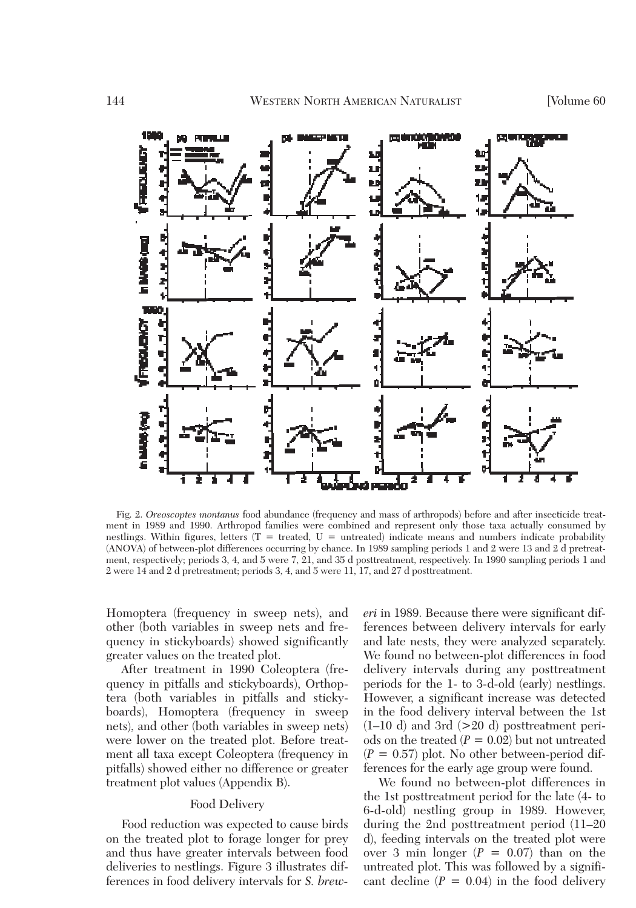Fig. 2. *Oreoscoptes montanus* food abundance (frequency and mass of arthropods) before and after insecticide treatment in 1989 and 1990. Arthropod families were combined and represent only those taxa actually consumed by nestlings. Within figures, letters (T = treated, U = untreated) indicate means and numbers indicate probability (ANOVA) of between-plot differences occurring by chance. In 1989 sampling periods 1 and 2 were 13 and 2 d pretreatment, respectively; periods 3, 4, and 5 were 7, 21, and 35 d posttreatment, respectively. In 1990 sampling periods 1 and 2 were 14 and 2 d pretreatment; periods 3, 4, and 5 were 11, 17, and 27 d posttreatment.

Homoptera (frequency in sweep nets), and other (both variables in sweep nets and frequency in stickyboards) showed significantly greater values on the treated plot.

After treatment in 1990 Coleoptera (frequency in pitfalls and stickyboards), Orthoptera (both variables in pitfalls and stickyboards), Homoptera (frequency in sweep nets), and other (both variables in sweep nets) were lower on the treated plot. Before treatment all taxa except Coleoptera (frequency in pitfalls) showed either no difference or greater treatment plot values (Appendix B).

### Food Delivery

Food reduction was expected to cause birds on the treated plot to forage longer for prey and thus have greater intervals between food deliveries to nestlings. Figure 3 illustrates differences in food delivery intervals for *S. breweri* in 1989. Because there were significant differences between delivery intervals for early and late nests, they were analyzed separately. We found no between-plot differences in food delivery intervals during any posttreatment periods for the 1- to 3-d-old (early) nestlings. However, a significant increase was detected in the food delivery interval between the 1st (1–10 d) and 3rd (>20 d) posttreatment periods on the treated ($P = 0.02$) but not untreated ($P = 0.57$) plot. No other between-period differences for the early age group were found.

We found no between-plot differences in the 1st posttreatment period for the late (4- to 6-d-old) nestling group in 1989. However, during the 2nd posttreatment period (11–20 d), feeding intervals on the treated plot were over 3 min longer ($P = 0.07$) than on the untreated plot. This was followed by a significant decline ($P = 0.04$) in the food delivery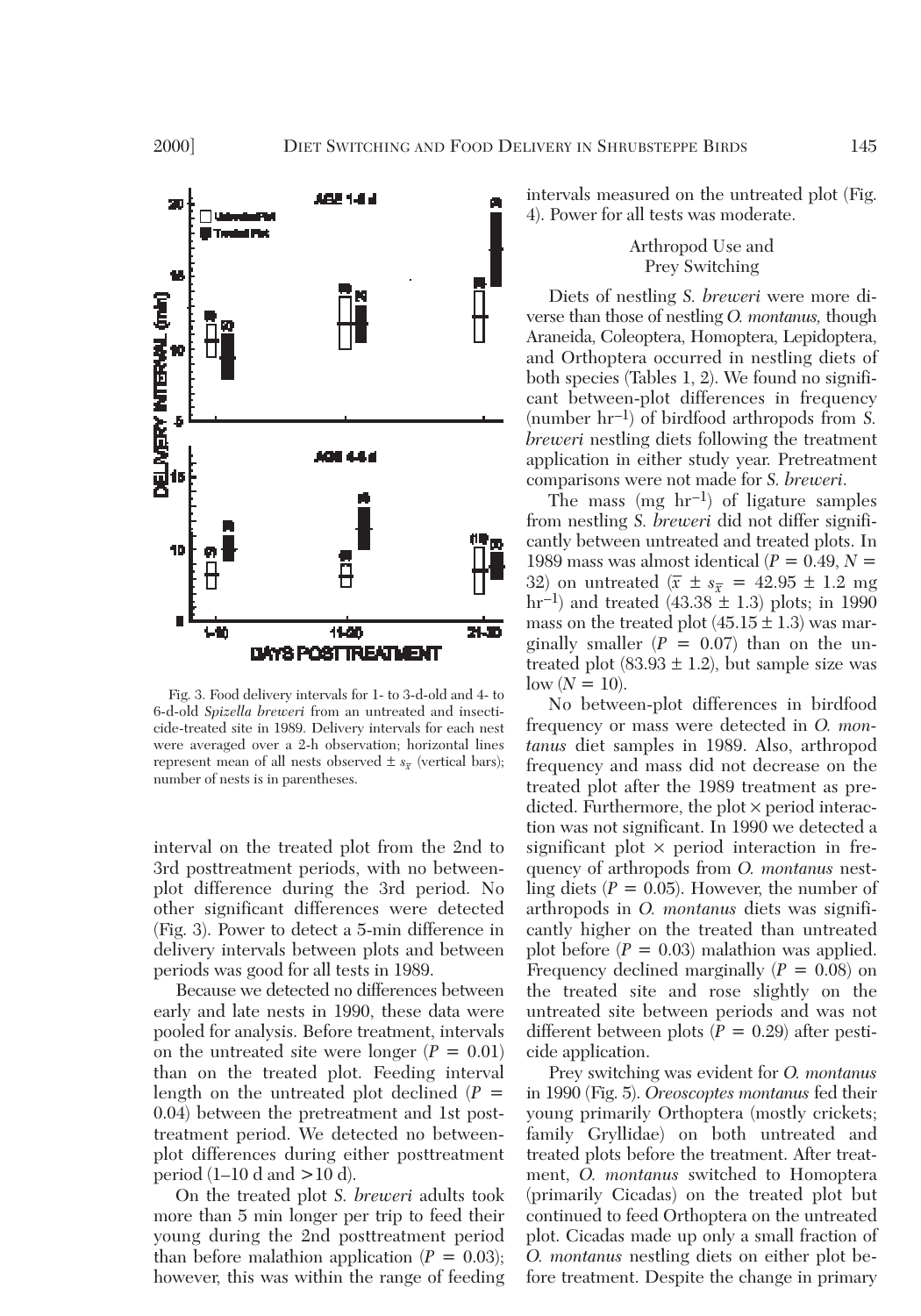Fig. 3. Food delivery intervals for 1- to 3-d-old and 4- to 6-d-old *Spizella breweri* from an untreated and insecticide-treated site in 1989. Delivery intervals for each nest were averaged over a 2-h observation; horizontal lines represent mean of all nests observed ± $s_{\bar{x}}$ (vertical bars); number of nests is in parentheses.

interval on the treated plot from the 2nd to 3rd posttreatment periods, with no between-plot difference during the 3rd period. No other significant differences were detected (Fig. 3). Power to detect a 5-min difference in delivery intervals between plots and between periods was good for all tests in 1989.

Because we detected no differences between early and late nests in 1990, these data were pooled for analysis. Before treatment, intervals on the untreated site were longer ($P = 0.01$) than on the treated plot. Feeding interval length on the untreated plot declined ($P = 0.04$) between the pretreatment and 1st posttreatment period. We detected no between-plot differences during either posttreatment period (1–10 d and >10 d).

On the treated plot *S. breweri* adults took more than 5 min longer per trip to feed their young during the 2nd posttreatment period than before malathion application ($P = 0.03$); however, this was within the range of feeding intervals measured on the untreated plot (Fig. 4). Power for all tests was moderate.

## Arthropod Use and Prey Switching

Diets of nestling *S. breweri* were more diverse than those of nestling *O. montanus*, though Araneida, Coleoptera, Homoptera, Lepidoptera, and Orthoptera occurred in nestling diets of both species (Tables 1, 2). We found no significant between-plot differences in frequency (number $hr^{-1}$) of birdfood arthropods from *S. breweri* nestling diets following the treatment application in either study year. Pretreatment comparisons were not made for *S. breweri*.

The mass (mg $hr^{-1}$) of ligature samples from nestling *S. breweri* did not differ significantly between untreated and treated plots. In 1989 mass was almost identical ($P = 0.49$, $N = 32$) on untreated ($\bar{x} \pm s_{\bar{x}} = 42.95 \pm 1.2$ mg $hr^{-1}$) and treated ($43.38 \pm 1.3$) plots; in 1990 mass on the treated plot ($45.15 \pm 1.3$) was marginally smaller ($P = 0.07$) than on the untreated plot ($83.93 \pm 1.2$), but sample size was low ($N = 10$).

No between-plot differences in birdfood frequency or mass were detected in *O. montanus* diet samples in 1989. Also, arthropod frequency and mass did not decrease on the treated plot after the 1989 treatment as predicted. Furthermore, the plot × period interaction was not significant. In 1990 we detected a significant plot × period interaction in frequency of arthropods from *O. montanus* nestling diets ($P = 0.05$). However, the number of arthropods in *O. montanus* diets was significantly higher on the treated than untreated plot before ($P = 0.03$) malathion was applied. Frequency declined marginally ($P = 0.08$) on the treated site and rose slightly on the untreated site between periods and was not different between plots ($P = 0.29$) after pesticide application.

Prey switching was evident for *O. montanus* in 1990 (Fig. 5). *Oreoscoptes montanus* fed their young primarily Orthoptera (mostly crickets; family Gryllidae) on both untreated and treated plots before the treatment. After treatment, *O. montanus* switched to Homoptera (primarily Cicadas) on the treated plot but continued to feed Orthoptera on the untreated plot. Cicadas made up only a small fraction of *O. montanus* nestling diets on either plot before treatment. Despite the change in primary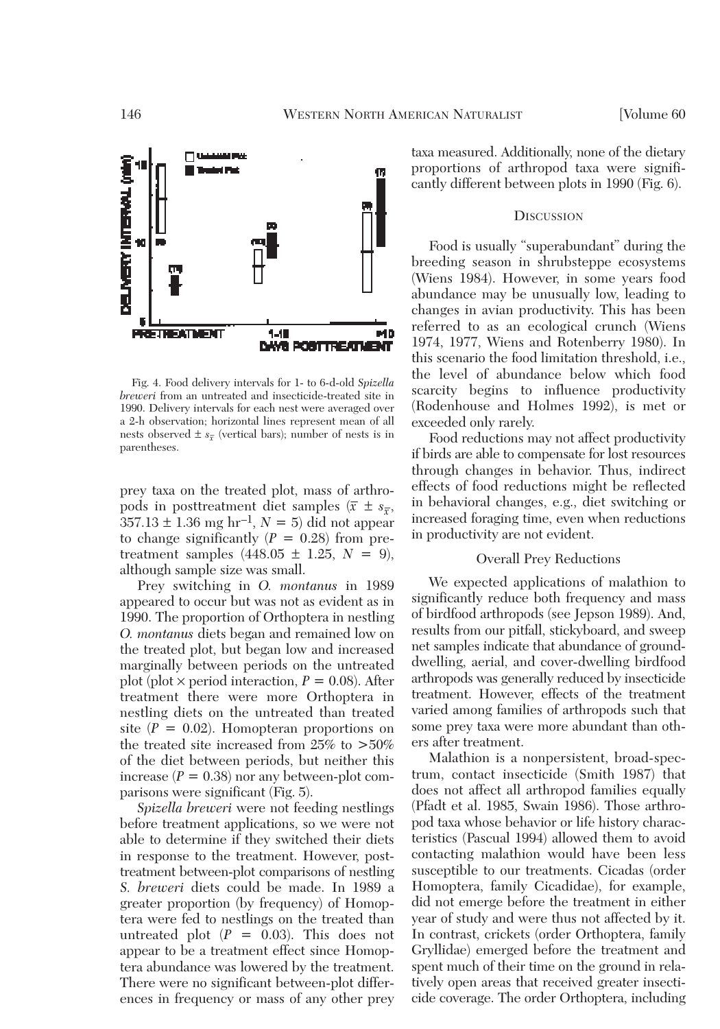Fig. 4. Food delivery intervals for 1- to 6-d-old *Spizella breweri* from an untreated and insecticide-treated site in 1990. Delivery intervals for each nest were averaged over a 2-h observation; horizontal lines represent mean of all nests observed ± $s_{\bar{x}}$ (vertical bars); number of nests is in parentheses.

prey taxa on the treated plot, mass of arthropods in posttreatment diet samples ($\bar{x} \pm s_{\bar{x}}$, 357.13 ± 1.36 mg hr$^{-1}$, $N = 5$) did not appear to change significantly ($P = 0.28$) from pretreatment samples (448.05 ± 1.25, $N = 9$), although sample size was small.

Prey switching in *O. montanus* in 1989 appeared to occur but was not as evident as in 1990. The proportion of Orthoptera in nestling *O. montanus* diets began and remained low on the treated plot, but began low and increased marginally between periods on the untreated plot (plot × period interaction, $P = 0.08$). After treatment there were more Orthoptera in nestling diets on the untreated than treated site ($P = 0.02$). Homopteran proportions on the treated site increased from 25% to >50% of the diet between periods, but neither this increase ($P = 0.38$) nor any between-plot comparisons were significant (Fig. 5).

*Spizella breweri* were not feeding nestlings before treatment applications, so we were not able to determine if they switched their diets in response to the treatment. However, posttreatment between-plot comparisons of nestling *S. breweri* diets could be made. In 1989 a greater proportion (by frequency) of Homoptera were fed to nestlings on the treated than untreated plot ($P = 0.03$). This does not appear to be a treatment effect since Homoptera abundance was lowered by the treatment. There were no significant between-plot differences in frequency or mass of any other prey taxa measured. Additionally, none of the dietary proportions of arthropod taxa were significantly different between plots in 1990 (Fig. 6).

## Discussion

Food is usually "superabundant" during the breeding season in shrubsteppe ecosystems (Wiens 1984). However, in some years food abundance may be unusually low, leading to changes in avian productivity. This has been referred to as an ecological crunch (Wiens 1974, 1977, Wiens and Rotenberry 1980). In this scenario the food limitation threshold, i.e., the level of abundance below which food scarcity begins to influence productivity (Rodenhouse and Holmes 1992), is met or exceeded only rarely.

Food reductions may not affect productivity if birds are able to compensate for lost resources through changes in behavior. Thus, indirect effects of food reductions might be reflected in behavioral changes, e.g., diet switching or increased foraging time, even when reductions in productivity are not evident.

### Overall Prey Reductions

We expected applications of malathion to significantly reduce both frequency and mass of birdfood arthropods (see Jepson 1989). And, results from our pitfall, stickyboard, and sweep net samples indicate that abundance of ground-dwelling, aerial, and cover-dwelling birdfood arthropods was generally reduced by insecticide treatment. However, effects of the treatment varied among families of arthropods such that some prey taxa were more abundant than others after treatment.

Malathion is a nonpersistent, broad-spectrum, contact insecticide (Smith 1987) that does not affect all arthropod families equally (Pfadt et al. 1985, Swain 1986). Those arthropod taxa whose behavior or life history characteristics (Pascual 1994) allowed them to avoid contacting malathion would have been less susceptible to our treatments. Cicadas (order Homoptera, family Cicadidae), for example, did not emerge before the treatment in either year of study and were thus not affected by it. In contrast, crickets (order Orthoptera, family Gryllidae) emerged before the treatment and spent much of their time on the ground in relatively open areas that received greater insecticide coverage. The order Orthoptera, including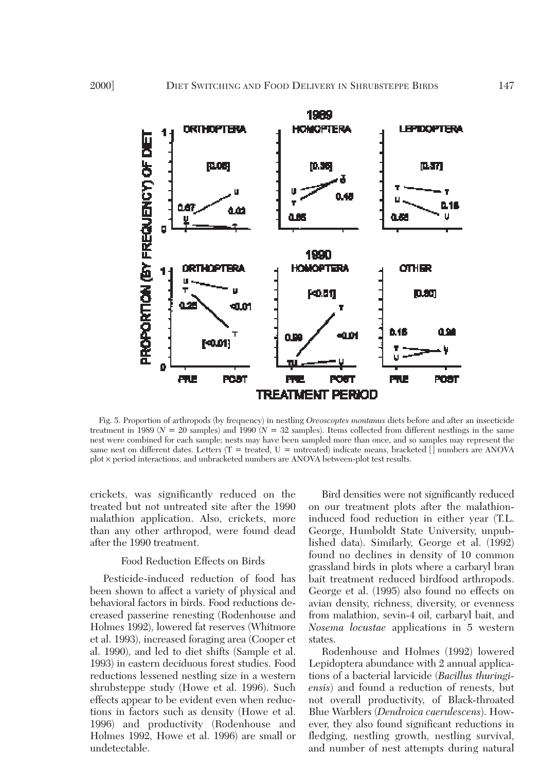Fig. 5. Proportion of arthropods (by frequency) in nestling *Oreoscoptes montanus* diets before and after an insecticide treatment in 1989 ($N = 20$ samples) and 1990 ($N = 32$ samples). Items collected from different nestlings in the same nest were combined for each sample; nests may have been sampled more than once, and so samples may represent the same nest on different dates. Letters (T = treated, U = untreated) indicate means, bracketed [ ] numbers are ANOVA plot × period interactions, and unbracketed numbers are ANOVA between-plot test results.

crickets, was significantly reduced on the treated but not untreated site after the 1990 malathion application. Also, crickets, more than any other arthropod, were found dead after the 1990 treatment.

### Food Reduction Effects on Birds

Pesticide-induced reduction of food has been shown to affect a variety of physical and behavioral factors in birds. Food reductions decreased passerine renesting (Rodenhouse and Holmes 1992), lowered fat reserves (Whitmore et al. 1993), increased foraging area (Cooper et al. 1990), and led to diet shifts (Sample et al. 1993) in eastern deciduous forest studies. Food reductions lessened nestling size in a western shrubsteppe study (Howe et al. 1996). Such effects appear to be evident even when reductions in factors such as density (Howe et al. 1996) and productivity (Rodenhouse and Holmes 1992, Howe et al. 1996) are small or undetectable.

Bird densities were not significantly reduced on our treatment plots after the malathion-induced food reduction in either year (T.L. George, Humboldt State University, unpublished data). Similarly, George et al. (1992) found no declines in density of 10 common grassland birds in plots where a carbaryl bran bait treatment reduced birdfood arthropods. George et al. (1995) also found no effects on avian density, richness, diversity, or evenness from malathion, sevin-4 oil, carbaryl bait, and *Nosema locustae* applications in 5 western states.

Rodenhouse and Holmes (1992) lowered Lepidoptera abundance with 2 annual applications of a bacterial larvicide (*Bacillus thuringiensis*) and found a reduction of renests, but not overall productivity, of Black-throated Blue Warblers (*Dendroica caerulescens*). However, they also found significant reductions in fledging, nestling growth, nestling survival, and number of nest attempts during natural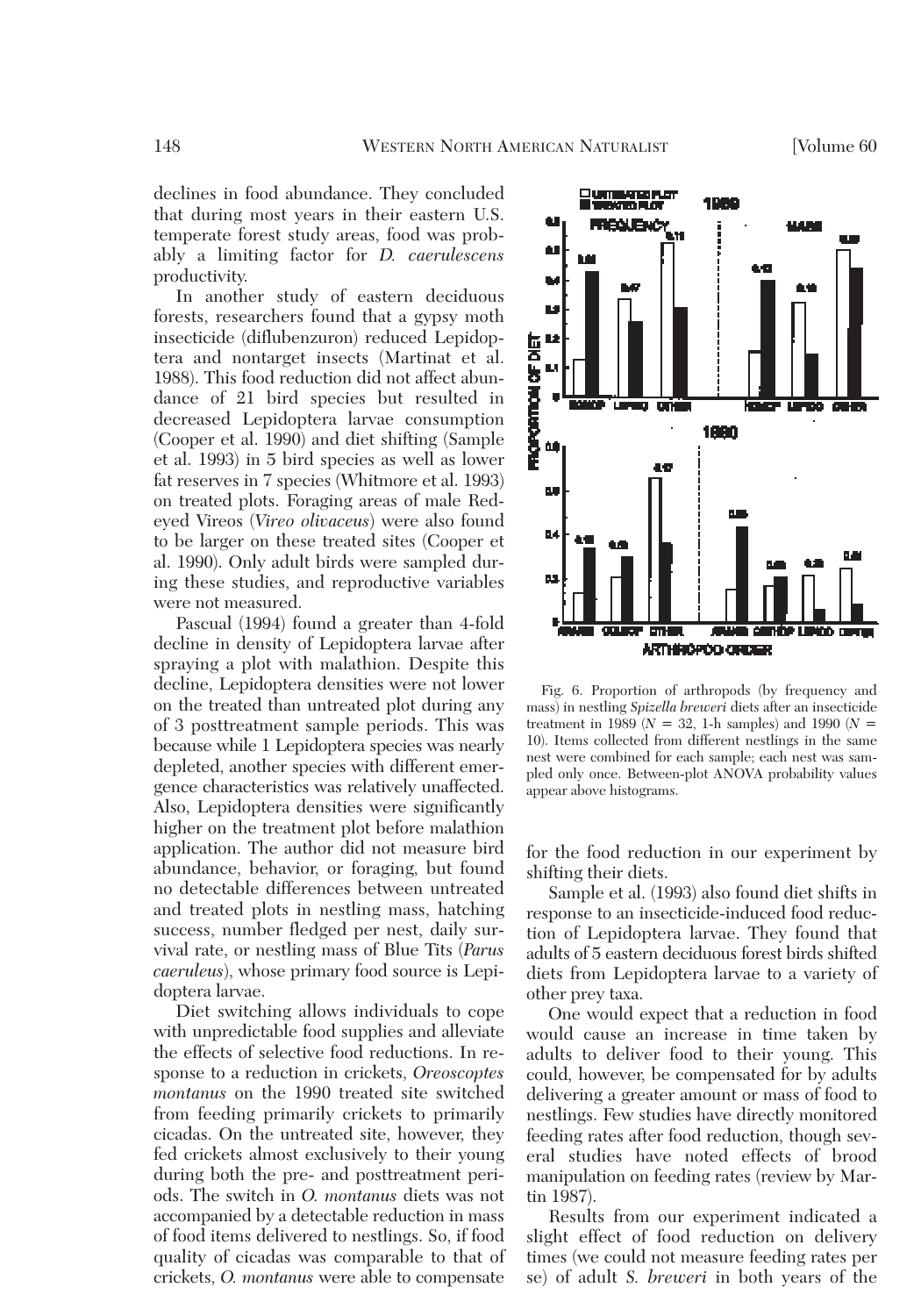declines in food abundance. They concluded that during most years in their eastern U.S. temperate forest study areas, food was probably a limiting factor for *D. caerulescens* productivity.

In another study of eastern deciduous forests, researchers found that a gypsy moth insecticide (diflubenzuron) reduced Lepidoptera and nontarget insects (Martinat et al. 1988). This food reduction did not affect abundance of 21 bird species but resulted in decreased Lepidoptera larvae consumption (Cooper et al. 1990) and diet shifting (Sample et al. 1993) in 5 bird species as well as lower fat reserves in 7 species (Whitmore et al. 1993) on treated plots. Foraging areas of male Red-eyed Vireos (*Vireo olivaceus*) were also found to be larger on these treated sites (Cooper et al. 1990). Only adult birds were sampled during these studies, and reproductive variables were not measured.

Pascual (1994) found a greater than 4-fold decline in density of Lepidoptera larvae after spraying a plot with malathion. Despite this decline, Lepidoptera densities were not lower on the treated than untreated plot during any of 3 posttreatment sample periods. This was because while 1 Lepidoptera species was nearly depleted, another species with different emergence characteristics was relatively unaffected. Also, Lepidoptera densities were significantly higher on the treatment plot before malathion application. The author did not measure bird abundance, behavior, or foraging, but found no detectable differences between untreated and treated plots in nestling mass, hatching success, number fledged per nest, daily survival rate, or nestling mass of Blue Tits (*Parus caeruleus*), whose primary food source is Lepidoptera larvae.

Diet switching allows individuals to cope with unpredictable food supplies and alleviate the effects of selective food reductions. In response to a reduction in crickets, *Oreoscoptes montanus* on the 1990 treated site switched from feeding primarily crickets to primarily cicadas. On the untreated site, however, they fed crickets almost exclusively to their young during both the pre- and posttreatment periods. The switch in *O. montanus* diets was not accompanied by a detectable reduction in mass of food items delivered to nestlings. So, if food quality of cicadas was comparable to that of crickets, *O. montanus* were able to compensate for the food reduction in our experiment by shifting their diets.

Fig. 6. Proportion of arthropods (by frequency and mass) in nestling *Spizella breweri* diets after an insecticide treatment in 1989 ($N$ = 32, 1-h samples) and 1990 ($N$ = 10). Items collected from different nestlings in the same nest were combined for each sample; each nest was sampled only once. Between-plot ANOVA probability values appear above histograms.

Sample et al. (1993) also found diet shifts in response to an insecticide-induced food reduction of Lepidoptera larvae. They found that adults of 5 eastern deciduous forest birds shifted diets from Lepidoptera larvae to a variety of other prey taxa.

One would expect that a reduction in food would cause an increase in time taken by adults to deliver food to their young. This could, however, be compensated for by adults delivering a greater amount or mass of food to nestlings. Few studies have directly monitored feeding rates after food reduction, though several studies have noted effects of brood manipulation on feeding rates (review by Martin 1987).

Results from our experiment indicated a slight effect of food reduction on delivery times (we could not measure feeding rates per se) of adult *S. breweri* in both years of the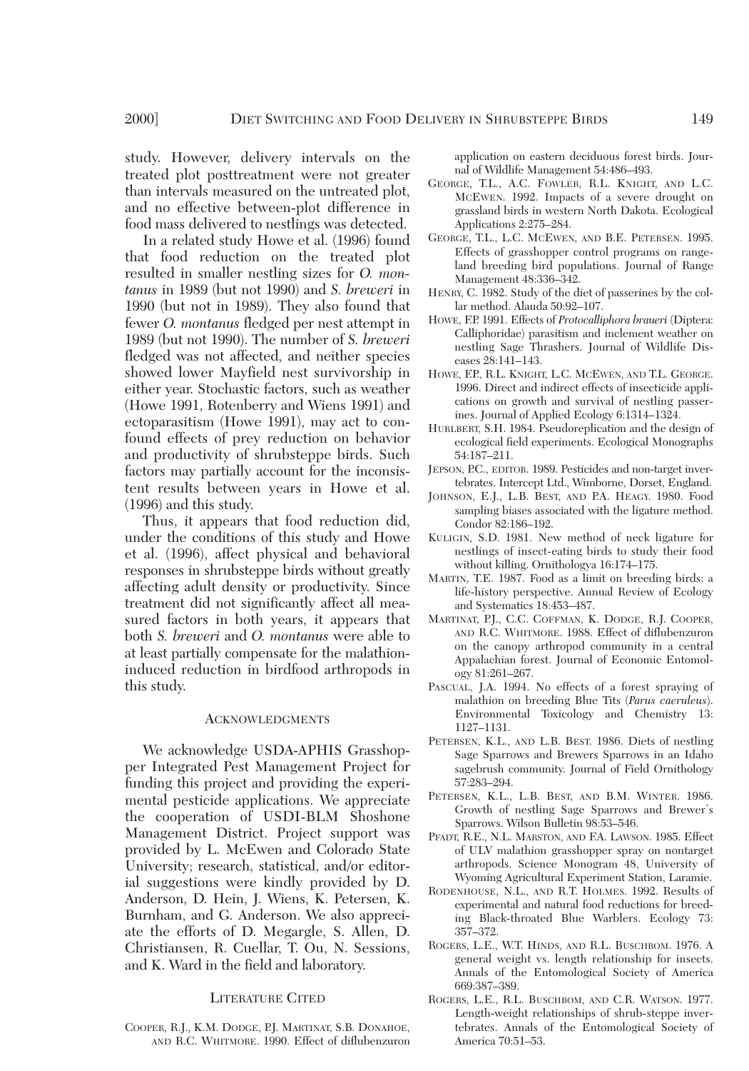study. However, delivery intervals on the treated plot posttreatment were not greater than intervals measured on the untreated plot, and no effective between-plot difference in food mass delivered to nestlings was detected.

In a related study Howe et al. (1996) found that food reduction on the treated plot resulted in smaller nestling sizes for *O. montanus* in 1989 (but not 1990) and *S. breweri* in 1990 (but not in 1989). They also found that fewer *O. montanus* fledged per nest attempt in 1989 (but not 1990). The number of *S. breweri* fledged was not affected, and neither species showed lower Mayfield nest survivorship in either year. Stochastic factors, such as weather (Howe 1991, Rotenberry and Wiens 1991) and ectoparasitism (Howe 1991), may act to confound effects of prey reduction on behavior and productivity of shrubsteppe birds. Such factors may partially account for the inconsistent results between years in Howe et al. (1996) and this study.

Thus, it appears that food reduction did, under the conditions of this study and Howe et al. (1996), affect physical and behavioral responses in shrubsteppe birds without greatly affecting adult density or productivity. Since treatment did not significantly affect all measured factors in both years, it appears that both *S. breweri* and *O. montanus* were able to at least partially compensate for the malathion-induced reduction in birdfood arthropods in this study.

## Acknowledgments

We acknowledge USDA-APHIS Grasshopper Integrated Pest Management Project for funding this project and providing the experimental pesticide applications. We appreciate the cooperation of USDI-BLM Shoshone Management District. Project support was provided by L. McEwen and Colorado State University; research, statistical, and/or editorial suggestions were kindly provided by D. Anderson, D. Hein, J. Wiens, K. Petersen, K. Burnham, and G. Anderson. We also appreciate the efforts of D. Megargle, S. Allen, D. Christiansen, R. Cuellar, T. Ou, N. Sessions, and K. Ward in the field and laboratory.

## Literature Cited

Cooper, R.J., K.M. Dodge, P.J. Martinat, S.B. Donahoe, and R.C. Whitmore. 1990. Effect of diflubenzuron application on eastern deciduous forest birds. Journal of Wildlife Management 54:486–493.

George, T.L., A.C. Fowler, R.L. Knight, and L.C. McEwen. 1992. Impacts of a severe drought on grassland birds in western North Dakota. Ecological Applications 2:275–284.

George, T.L., L.C. McEwen, and B.E. Petersen. 1995. Effects of grasshopper control programs on rangeland breeding bird populations. Journal of Range Management 48:336–342.

Henry, C. 1982. Study of the diet of passerines by the collar method. Alauda 50:92–107.

Howe, F.P. 1991. Effects of *Protocalliphora braueri* (Diptera: Calliphoridae) parasitism and inclement weather on nestling Sage Thrashers. Journal of Wildlife Diseases 28:141–143.

Howe, F.P., R.L. Knight, L.C. McEwen, and T.L. George. 1996. Direct and indirect effects of insecticide applications on growth and survival of nestling passerines. Journal of Applied Ecology 6:1314–1324.

Hurlbert, S.H. 1984. Pseudoreplication and the design of ecological field experiments. Ecological Monographs 54:187–211.

Jepson, P.C., editor. 1989. Pesticides and non-target invertebrates. Intercept Ltd., Wimborne, Dorset, England.

Johnson, E.J., L.B. Best, and P.A. Heagy. 1980. Food sampling biases associated with the ligature method. Condor 82:186–192.

Kuligin, S.D. 1981. New method of neck ligature for nestlings of insect-eating birds to study their food without killing. Ornithologya 16:174–175.

Martin, T.E. 1987. Food as a limit on breeding birds: a life-history perspective. Annual Review of Ecology and Systematics 18:453–487.

Martinat, P.J., C.C. Coffman, K. Dodge, R.J. Cooper, and R.C. Whitmore. 1988. Effect of diflubenzuron on the canopy arthropod community in a central Appalachian forest. Journal of Economic Entomology 81:261–267.

Pascual, J.A. 1994. No effects of a forest spraying of malathion on breeding Blue Tits (*Parus caeruleus*). Environmental Toxicology and Chemistry 13: 1127–1131.

Petersen, K.L., and L.B. Best. 1986. Diets of nestling Sage Sparrows and Brewers Sparrows in an Idaho sagebrush community. Journal of Field Ornithology 57:283–294.

Petersen, K.L., L.B. Best, and B.M. Winter. 1986. Growth of nestling Sage Sparrows and Brewer's Sparrows. Wilson Bulletin 98:53–546.

Pfadt, R.E., N.L. Marston, and F.A. Lawson. 1985. Effect of ULV malathion grasshopper spray on nontarget arthropods. Science Monogram 48, University of Wyoming Agricultural Experiment Station, Laramie.

Rodenhouse, N.L., and R.T. Holmes. 1992. Results of experimental and natural food reductions for breeding Black-throated Blue Warblers. Ecology 73: 357–372.

Rogers, L.E., W.T. Hinds, and R.L. Buschbom. 1976. A general weight vs. length relationship for insects. Annals of the Entomological Society of America 669:387–389.

Rogers, L.E., R.L. Buschbom, and C.R. Watson. 1977. Length-weight relationships of shrub-steppe invertebrates. Annals of the Entomological Society of America 70:51–53.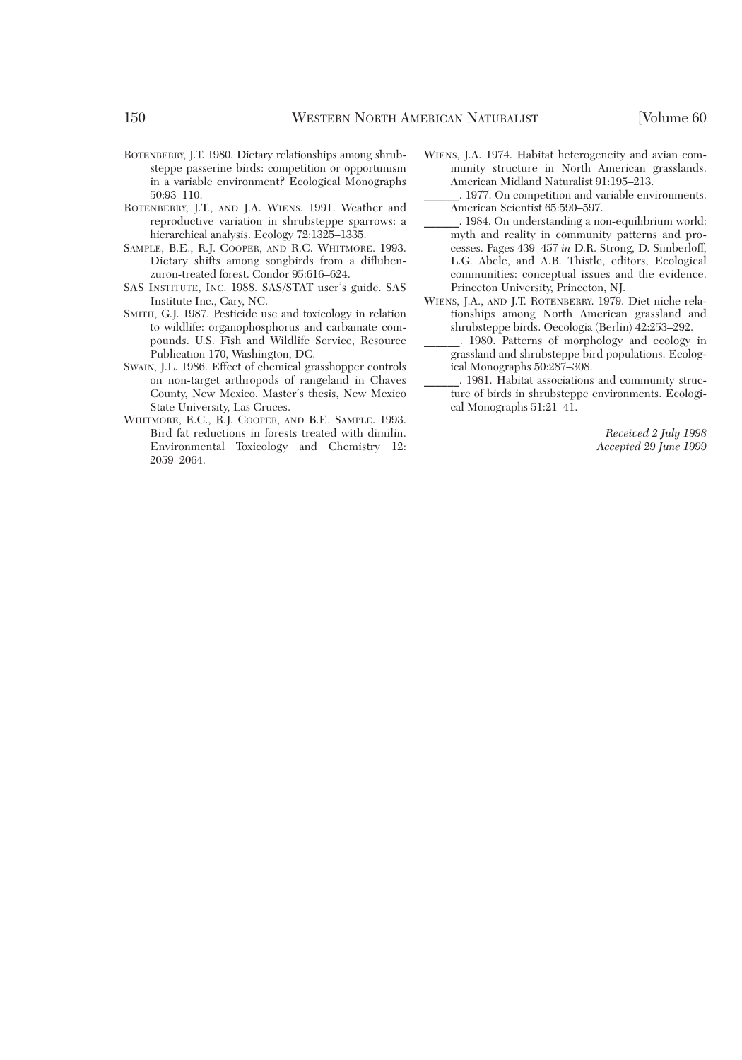ROTENBERRY, J.T. 1980. Dietary relationships among shrubsteppe passerine birds: competition or opportunism in a variable environment? Ecological Monographs 50:93–110.

ROTENBERRY, J.T., AND J.A. WIENS. 1991. Weather and reproductive variation in shrubsteppe sparrows: a hierarchical analysis. Ecology 72:1325–1335.

SAMPLE, B.E., R.J. COOPER, AND R.C. WHITMORE. 1993. Dietary shifts among songbirds from a diflubenzuron-treated forest. Condor 95:616–624.

SAS INSTITUTE, INC. 1988. SAS/STAT user's guide. SAS Institute Inc., Cary, NC.

SMITH, G.J. 1987. Pesticide use and toxicology in relation to wildlife: organophosphorus and carbamate compounds. U.S. Fish and Wildlife Service, Resource Publication 170, Washington, DC.

SWAIN, J.L. 1986. Effect of chemical grasshopper controls on non-target arthropods of rangeland in Chaves County, New Mexico. Master's thesis, New Mexico State University, Las Cruces.

WHITMORE, R.C., R.J. COOPER, AND B.E. SAMPLE. 1993. Bird fat reductions in forests treated with dimilin. Environmental Toxicology and Chemistry 12: 2059–2064.

WIENS, J.A. 1974. Habitat heterogeneity and avian community structure in North American grasslands. American Midland Naturalist 91:195–213.

______. 1977. On competition and variable environments. American Scientist 65:590–597.

______. 1984. On understanding a non-equilibrium world: myth and reality in community patterns and processes. Pages 439–457 *in* D.R. Strong, D. Simberloff, L.G. Abele, and A.B. Thistle, editors, Ecological communities: conceptual issues and the evidence. Princeton University, Princeton, NJ.

WIENS, J.A., AND J.T. ROTENBERRY. 1979. Diet niche relationships among North American grassland and shrubsteppe birds. Oecologia (Berlin) 42:253–292.

______. 1980. Patterns of morphology and ecology in grassland and shrubsteppe bird populations. Ecological Monographs 50:287–308.

______. 1981. Habitat associations and community structure of birds in shrubsteppe environments. Ecological Monographs 51:21–41.

*Received 2 July 1998*
*Accepted 29 June 1999*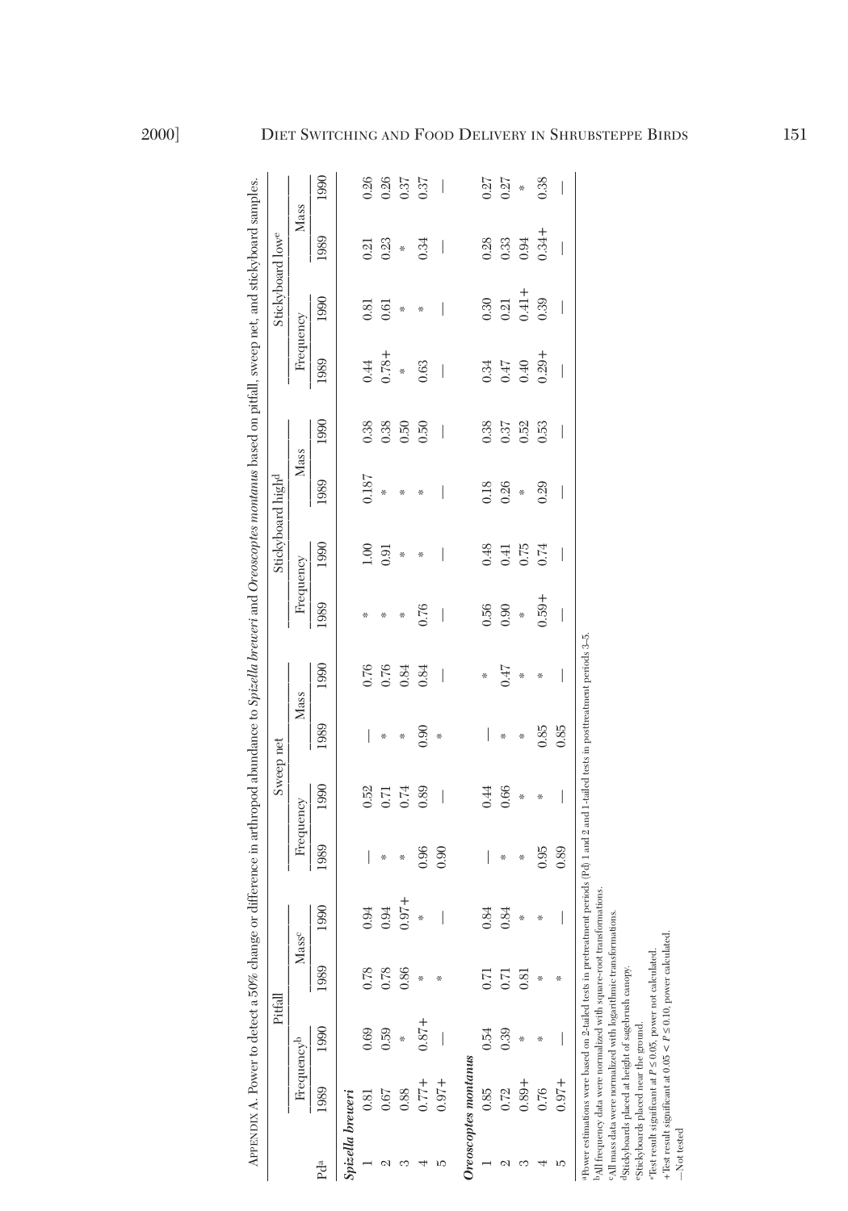APPENDIX A. Power to detect a 50% change or difference in arthropod abundance to *Spizella breweri* and *Oreoscoptes montanus* based on pitfall, sweep net, and stickyboard samples.

| | Pitfall | | | | Sweep net | | | | Stickyboard high[d] | | | | Stickyboard low[e] | | | |
|---|---|---|---|---|---|---|---|---|---|---|---|---|---|---|---|---|
| | Frequency[b] | | Mass[c] | | Frequency | | Mass | | Frequency | | Mass | | Frequency | | Mass | |
| Pd[a] | 1989 | 1990 | 1989 | 1990 | 1989 | 1990 | 1989 | 1990 | 1989 | 1990 | 1989 | 1990 | 1989 | 1990 | 1989 | 1990 |
| ***Spizella breweri*** | | | | | | | | | | | | | | | | |
| 1 | 0.81 | 0.69 | 0.78 | 0.94 | — | 0.52 | — | 0.76 | * | 1.00 | 0.187 | 0.38 | 0.44 | 0.81 | 0.21 | 0.26 |
| 2 | 0.67 | 0.59 | 0.78 | 0.94 | * | 0.71 | * | 0.76 | * | 0.91 | * | 0.38 | 0.78+ | 0.61 | 0.23 | 0.26 |
| 3 | 0.88 | * | 0.86 | 0.97+ | * | 0.74 | * | 0.84 | * | * | * | 0.50 | * | * | * | 0.37 |
| 4 | 0.77+ | 0.87+ | * | * | 0.96 | 0.89 | 0.90 | 0.84 | 0.76 | * | * | 0.50 | 0.63 | * | 0.34 | 0.37 |
| 5 | 0.97+ | — | * | — | 0.90 | — | * | — | — | — | — | — | — | — | — | — |
| ***Oreoscoptes montanus*** | | | | | | | | | | | | | | | | |
| 1 | 0.85 | 0.54 | 0.71 | 0.84 | — | 0.44 | — | * | 0.56 | 0.48 | 0.18 | 0.38 | 0.34 | 0.30 | 0.28 | 0.27 |
| 2 | 0.72 | 0.39 | 0.71 | 0.84 | * | 0.66 | * | 0.47 | 0.90 | 0.41 | 0.26 | 0.37 | 0.47 | 0.21 | 0.33 | 0.27 |
| 3 | 0.89+ | * | 0.81 | * | * | * | * | * | * | 0.75 | * | 0.52 | 0.40 | 0.41+ | 0.94 | * |
| 4 | 0.76 | * | * | * | 0.95 | * | 0.85 | * | 0.59+ | 0.74 | 0.29 | 0.53 | 0.29+ | 0.39 | 0.34+ | 0.38 |
| 5 | 0.97+ | — | * | — | 0.89 | — | 0.85 | — | — | — | — | — | — | — | — | — |

[a]Power estimations were based on 2-tailed tests in pretreatment periods (Pd) 1 and 2 and 1-tailed tests in posttreatment periods 3–5.
[b]All frequency data were normalized with square-root transformations.
[c]All mass data were normalized with logarithmic transformations.
[d]Stickyboards placed at height of sagebrush canopy.
[e]Stickyboards placed near the ground.
*Test result significant at $P \leq 0.05$, power not calculated.
+Test result significant at $0.05 < P \leq 0.10$, power calculated.
—Not tested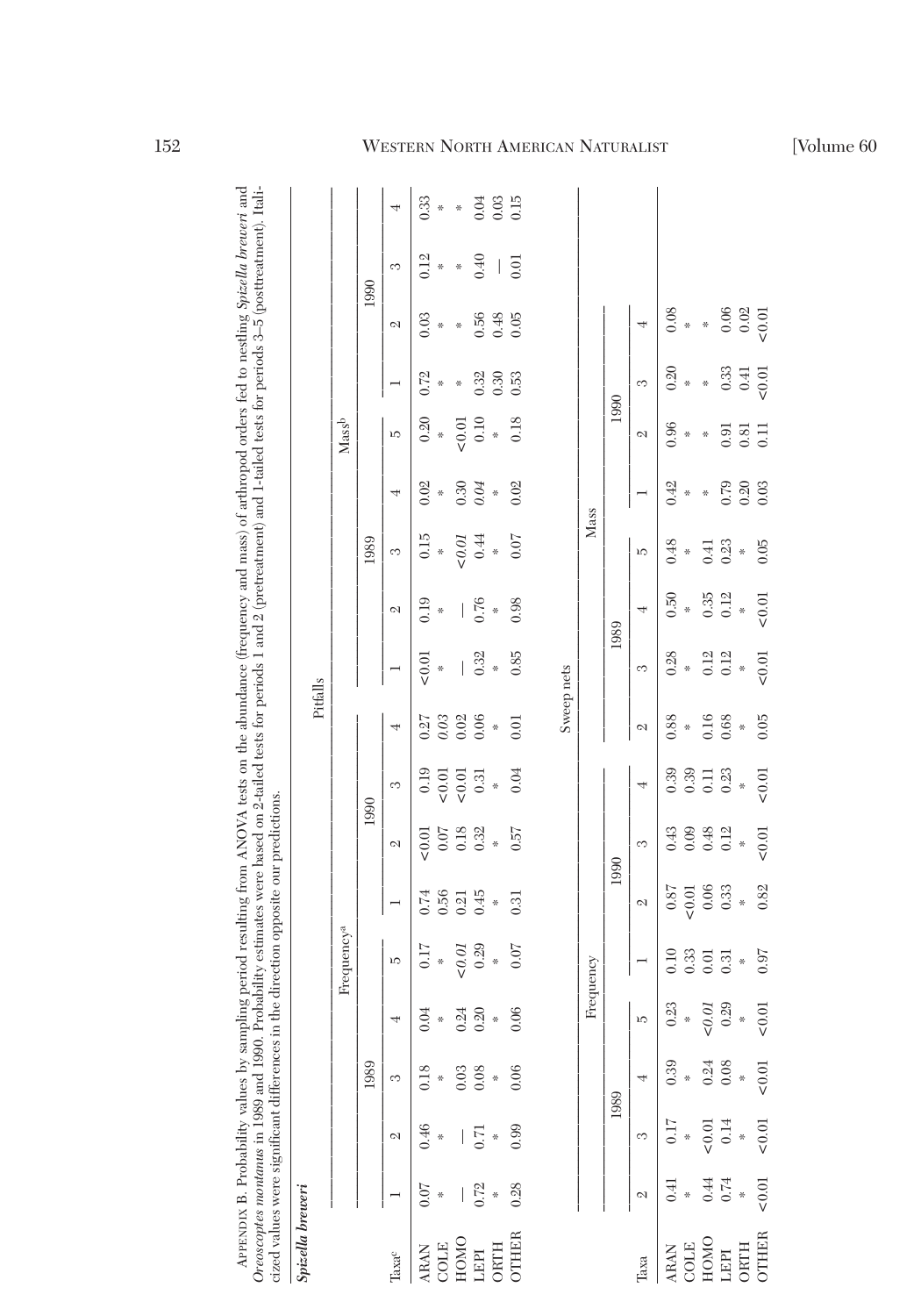APPENDIX B. Probability values by sampling period resulting from ANOVA tests on the abundance (frequency and mass) of arthropod orders fed to nestling *Spizella breweri* and *Oreoscoptes montanus* in 1989 and 1990. Probability estimates were based on 2-tailed tests for periods 1 and 2 (pretreatment) and 1-tailed tests for periods 3–5 (posttreatment). Italicized values were significant differences in the direction opposite our predictions.

***Spizella breweri***

**Pitfalls**

| | Frequency[a] | | | | | | | | | Mass[b] | | | | | | | | |
|---|---|---|---|---|---|---|---|---|---|---|---|---|---|---|---|---|---|---|
| | 1989 | | | | | 1990 | | | | 1989 | | | | | 1990 | | | |
| Taxa[c] | 1 | 2 | 3 | 4 | 5 | 1 | 2 | 3 | 4 | 1 | 2 | 3 | 4 | 5 | 1 | 2 | 3 | 4 |
| ARAN | 0.07 | 0.46 | 0.18 | 0.04 | 0.17 | 0.74 | <0.01 | 0.19 | 0.27 | <0.01 | 0.19 | 0.15 | 0.02 | 0.20 | 0.72 | 0.03 | 0.12 | 0.33 |
| COLE | * | * | * | * | * | 0.56 | 0.07 | <0.01 | *0.03* | * | * | * | * | * | * | * | * | * |
| HOMO | — | — | 0.03 | 0.24 | *<0.01* | 0.21 | 0.18 | <0.01 | 0.02 | — | — | *<0.01* | 0.30 | <0.01 | * | * | * | * |
| LEPI | 0.72 | 0.71 | 0.08 | 0.20 | 0.29 | 0.45 | 0.32 | 0.31 | 0.06 | 0.32 | 0.76 | 0.44 | *0.04* | 0.10 | 0.32 | 0.56 | 0.40 | 0.04 |
| ORTH | * | * | * | * | * | * | * | * | * | * | * | * | * | * | 0.30 | 0.48 | — | 0.03 |
| OTHER | 0.28 | 0.99 | 0.06 | 0.06 | 0.07 | 0.31 | 0.57 | 0.04 | 0.01 | 0.85 | 0.98 | 0.07 | 0.02 | 0.18 | 0.53 | 0.05 | 0.01 | 0.15 |

**Sweep nets**

| | Frequency | | | | | | | | Mass | | | | | | | |
|---|---|---|---|---|---|---|---|---|---|---|---|---|---|---|---|---|
| | 1989 | | | | 1990 | | | | 1989 | | | | 1990 | | | |
| Taxa | 2 | 3 | 4 | 5 | 1 | 2 | 3 | 4 | 2 | 3 | 4 | 5 | 1 | 2 | 3 | 4 |
| ARAN | 0.41 | 0.17 | 0.39 | 0.23 | 0.10 | 0.87 | 0.43 | 0.39 | 0.88 | 0.28 | 0.50 | 0.48 | 0.42 | 0.96 | 0.20 | 0.08 |
| COLE | * | * | * | * | 0.33 | <0.01 | 0.09 | 0.39 | * | * | * | * | * | * | * | * |
| HOMO | 0.44 | <0.01 | 0.24 | *<0.01* | 0.01 | 0.06 | 0.48 | 0.11 | 0.16 | 0.12 | 0.35 | 0.41 | * | * | * | * |
| LEPI | 0.74 | 0.14 | 0.08 | 0.29 | 0.31 | 0.33 | 0.12 | 0.23 | 0.68 | 0.12 | 0.12 | 0.23 | 0.79 | 0.91 | 0.33 | 0.06 |
| ORTH | * | * | * | * | * | * | * | * | * | * | * | * | 0.20 | 0.81 | 0.41 | 0.02 |
| OTHER | <0.01 | <0.01 | <0.01 | <0.01 | 0.97 | 0.82 | <0.01 | <0.01 | 0.05 | <0.01 | <0.01 | 0.05 | 0.03 | 0.11 | <0.01 | <0.01 |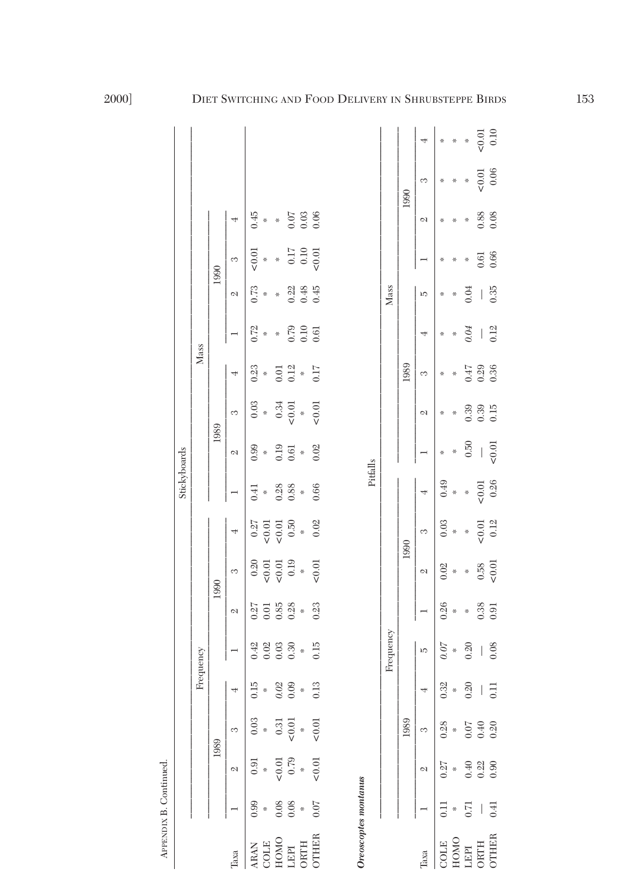APPENDIX B. Continued.

| | Stickyboards | | | | | | | | | | | | | | | |
|---|---|---|---|---|---|---|---|---|---|---|---|---|---|---|---|---|
| | Frequency | | | | | | | | Mass | | | | | | | |
| | 1989 | | | | 1990 | | | | 1989 | | | | 1990 | | | |
| Taxa | 1 | 2 | 3 | 4 | 1 | 2 | 3 | 4 | 1 | 2 | 3 | 4 | 1 | 2 | 3 | 4 |
| ARAN | 0.99 | 0.91 | 0.03 | 0.15 | 0.42 | 0.27 | 0.20 | 0.27 | 0.41 | 0.99 | 0.03 | 0.23 | 0.72 | 0.73 | <0.01 | 0.45 |
| COLE | * | * | * | * | 0.02 | 0.01 | <0.01 | <0.01 | * | * | * | * | * | * | * | * |
| HOMO | 0.08 | <0.01 | 0.31 | *0.02* | 0.03 | 0.85 | <0.01 | <0.01 | 0.28 | 0.19 | 0.34 | 0.01 | * | * | * | * |
| LEPI | 0.08 | 0.79 | <0.01 | 0.09 | 0.30 | 0.28 | 0.19 | 0.50 | 0.88 | 0.61 | <0.01 | 0.12 | 0.79 | 0.22 | 0.17 | 0.07 |
| ORTH | * | * | * | * | * | * | * | * | * | * | * | * | 0.10 | 0.48 | 0.10 | 0.03 |
| OTHER | 0.07 | <0.01 | <0.01 | 0.13 | 0.15 | 0.23 | <0.01 | 0.02 | 0.66 | 0.02 | <0.01 | 0.17 | 0.61 | 0.45 | <0.01 | 0.06 |

***Oreoscoptes montanus***

| | Pitfalls | | | | | | | | | | | | | | | | | |
|---|---|---|---|---|---|---|---|---|---|---|---|---|---|---|---|---|---|---|
| | Frequency | | | | | | | | | Mass | | | | | | | | |
| | 1989 | | | | | 1990 | | | | 1989 | | | | | 1990 | | | |
| Taxa | 1 | 2 | 3 | 4 | 5 | 1 | 2 | 3 | 4 | 1 | 2 | 3 | 4 | 5 | 1 | 2 | 3 | 4 |
| COLE | 0.11 | 0.27 | 0.28 | 0.32 | *0.07* | 0.26 | 0.02 | 0.03 | 0.49 | * | * | * | * | * | * | * | * | * |
| HOMO | * | * | * | * | * | * | * | * | * | * | * | * | * | * | * | * | * | * |
| LEPI | 0.71 | 0.40 | 0.07 | 0.20 | 0.20 | * | * | * | * | 0.50 | 0.39 | 0.47 | *0.04* | 0.04 | * | * | * | * |
| ORTH | — | 0.22 | 0.40 | — | — | 0.38 | 0.58 | <0.01 | <0.01 | — | 0.39 | 0.29 | — | — | 0.61 | 0.88 | <0.01 | <0.01 |
| OTHER | 0.41 | 0.90 | 0.20 | 0.11 | 0.08 | 0.91 | <0.01 | 0.12 | 0.26 | <0.01 | 0.15 | 0.36 | 0.12 | 0.35 | 0.66 | 0.08 | 0.06 | 0.10 |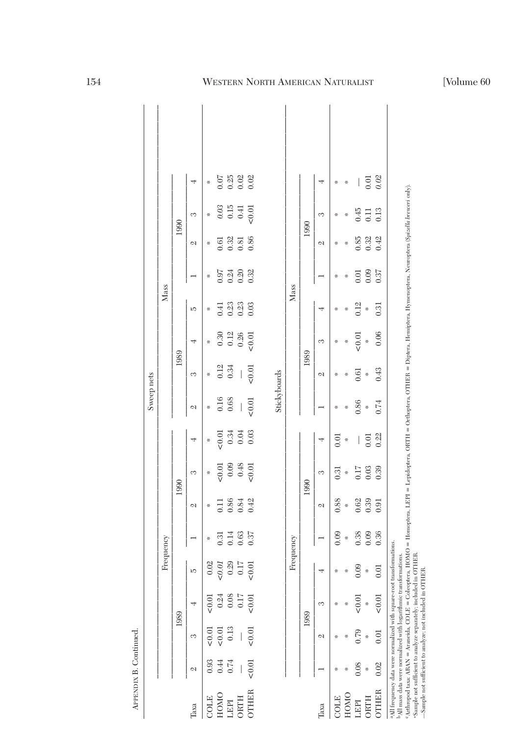APPENDIX B. Continued.

**Sweep nets**

| | Frequency | | | | | | | | Mass | | | | | | | |
|---|---|---|---|---|---|---|---|---|---|---|---|---|---|---|---|---|
| | 1989 | | | | 1990 | | | | 1989 | | | | 1990 | | | |
| Taxa | 2 | 3 | 4 | 5 | 1 | 2 | 3 | 4 | 2 | 3 | 4 | 5 | 1 | 2 | 3 | 4 |
| COLE | 0.93 | <0.01 | <0.01 | 0.02 | * | * | * | * | * | * | * | * | * | * | * | * |
| HOMO | 0.44 | <0.01 | 0.24 | *<0.01* | 0.31 | 0.11 | <0.01 | <0.01 | 0.16 | 0.12 | 0.30 | 0.41 | 0.97 | 0.61 | *0.03* | 0.07 |
| LEPI | 0.74 | 0.13 | 0.08 | 0.29 | 0.14 | 0.86 | 0.09 | 0.34 | 0.68 | 0.34 | 0.12 | 0.23 | 0.24 | 0.32 | 0.15 | 0.25 |
| ORTH | — | — | 0.17 | 0.17 | 0.63 | 0.84 | 0.48 | 0.04 | — | — | 0.26 | 0.23 | 0.20 | 0.81 | 0.41 | 0.02 |
| OTHER | <0.01 | <0.01 | <0.01 | <0.01 | 0.37 | 0.42 | <0.01 | 0.03 | <0.01 | <0.01 | <0.01 | 0.03 | 0.32 | 0.86 | <0.01 | 0.02 |

**Stickyboards**

| | Frequency | | | | | | | | Mass | | | | | | | |
|---|---|---|---|---|---|---|---|---|---|---|---|---|---|---|---|---|
| | 1989 | | | | 1990 | | | | 1989 | | | | 1990 | | | |
| Taxa | 1 | 2 | 3 | 4 | 1 | 2 | 3 | 4 | 1 | 2 | 3 | 4 | 1 | 2 | 3 | 4 |
| COLE | * | * | * | * | 0.09 | 0.88 | 0.31 | 0.01 | * | * | * | * | * | * | * | * |
| HOMO | * | * | * | * | * | * | * | * | * | * | * | * | * | * | * | * |
| LEPI | 0.08 | 0.79 | <0.01 | 0.09 | 0.38 | 0.62 | 0.17 | — | 0.86 | 0.61 | <0.01 | 0.12 | 0.01 | 0.85 | 0.45 | — |
| ORTH | * | * | * | * | 0.09 | 0.39 | 0.03 | 0.01 | * | * | * | * | 0.09 | 0.32 | 0.11 | 0.01 |
| OTHER | 0.02 | 0.01 | <0.01 | 0.01 | 0.36 | 0.91 | 0.39 | 0.22 | 0.74 | 0.43 | 0.06 | 0.31 | 0.37 | 0.42 | 0.13 | *0.02* |

[a]All frequency data were normalized with square-root transformations.
[b]All mass data were normalized with logarithmic transformations.
[c]Arthropod taxa: ARAN = Araneida, COLE = Coleoptera, HOMO = Homoptera, LEPI = Lepidoptera, ORTH = Orthoptera, OTHER = Diptera, Hemiptera, Hymenoptera, Neuroptera (*Spizella breweri* only).
*Sample not sufficient to analyze separately; included in OTHER.
—Sample not sufficient to analyze; not included in OTHER.